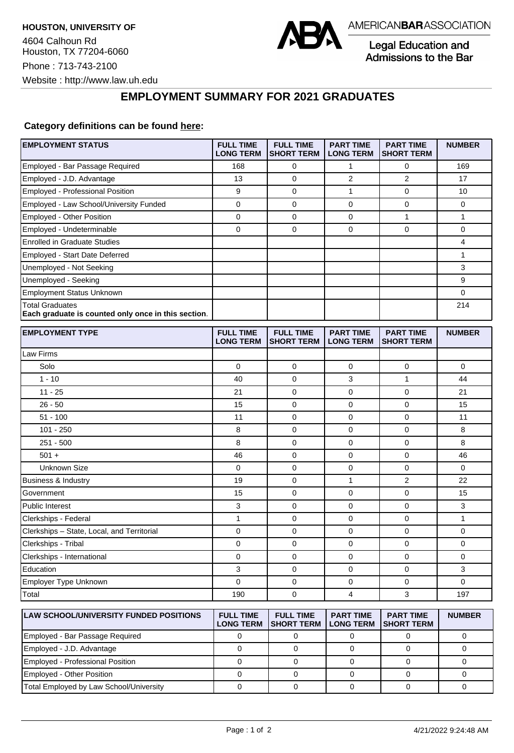**HOUSTON, UNIVERSITY OF**

4604 Calhoun Rd
Houston, TX 77204-6060

Phone : 713-743-2100

Website : http://www.law.uh.edu

AMERICAN**BAR**ASSOCIATION

Legal Education and Admissions to the Bar

## EMPLOYMENT SUMMARY FOR 2021 GRADUATES

**Category definitions can be found here:**

| EMPLOYMENT STATUS | FULL TIME LONG TERM | FULL TIME SHORT TERM | PART TIME LONG TERM | PART TIME SHORT TERM | NUMBER |
|---|---|---|---|---|---|
| Employed - Bar Passage Required | 168 | 0 | 1 | 0 | 169 |
| Employed - J.D. Advantage | 13 | 0 | 2 | 2 | 17 |
| Employed - Professional Position | 9 | 0 | 1 | 0 | 10 |
| Employed - Law School/University Funded | 0 | 0 | 0 | 0 | 0 |
| Employed - Other Position | 0 | 0 | 0 | 1 | 1 |
| Employed - Undeterminable | 0 | 0 | 0 | 0 | 0 |
| Enrolled in Graduate Studies | | | | | 4 |
| Employed - Start Date Deferred | | | | | 1 |
| Unemployed - Not Seeking | | | | | 3 |
| Unemployed - Seeking | | | | | 9 |
| Employment Status Unknown | | | | | 0 |
| Total Graduates **Each graduate is counted only once in this section**. | | | | | 214 |

| EMPLOYMENT TYPE | FULL TIME LONG TERM | FULL TIME SHORT TERM | PART TIME LONG TERM | PART TIME SHORT TERM | NUMBER |
|---|---|---|---|---|---|
| Law Firms | | | | | |
| Solo | 0 | 0 | 0 | 0 | 0 |
| 1 - 10 | 40 | 0 | 3 | 1 | 44 |
| 11 - 25 | 21 | 0 | 0 | 0 | 21 |
| 26 - 50 | 15 | 0 | 0 | 0 | 15 |
| 51 - 100 | 11 | 0 | 0 | 0 | 11 |
| 101 - 250 | 8 | 0 | 0 | 0 | 8 |
| 251 - 500 | 8 | 0 | 0 | 0 | 8 |
| 501 + | 46 | 0 | 0 | 0 | 46 |
| Unknown Size | 0 | 0 | 0 | 0 | 0 |
| Business & Industry | 19 | 0 | 1 | 2 | 22 |
| Government | 15 | 0 | 0 | 0 | 15 |
| Public Interest | 3 | 0 | 0 | 0 | 3 |
| Clerkships - Federal | 1 | 0 | 0 | 0 | 1 |
| Clerkships – State, Local, and Territorial | 0 | 0 | 0 | 0 | 0 |
| Clerkships - Tribal | 0 | 0 | 0 | 0 | 0 |
| Clerkships - International | 0 | 0 | 0 | 0 | 0 |
| Education | 3 | 0 | 0 | 0 | 3 |
| Employer Type Unknown | 0 | 0 | 0 | 0 | 0 |
| Total | 190 | 0 | 4 | 3 | 197 |

| LAW SCHOOL/UNIVERSITY FUNDED POSITIONS | FULL TIME LONG TERM | FULL TIME SHORT TERM | PART TIME LONG TERM | PART TIME SHORT TERM | NUMBER |
|---|---|---|---|---|---|
| Employed - Bar Passage Required | 0 | 0 | 0 | 0 | 0 |
| Employed - J.D. Advantage | 0 | 0 | 0 | 0 | 0 |
| Employed - Professional Position | 0 | 0 | 0 | 0 | 0 |
| Employed - Other Position | 0 | 0 | 0 | 0 | 0 |
| Total Employed by Law School/University | 0 | 0 | 0 | 0 | 0 |

4/21/2022 9:24:48 AM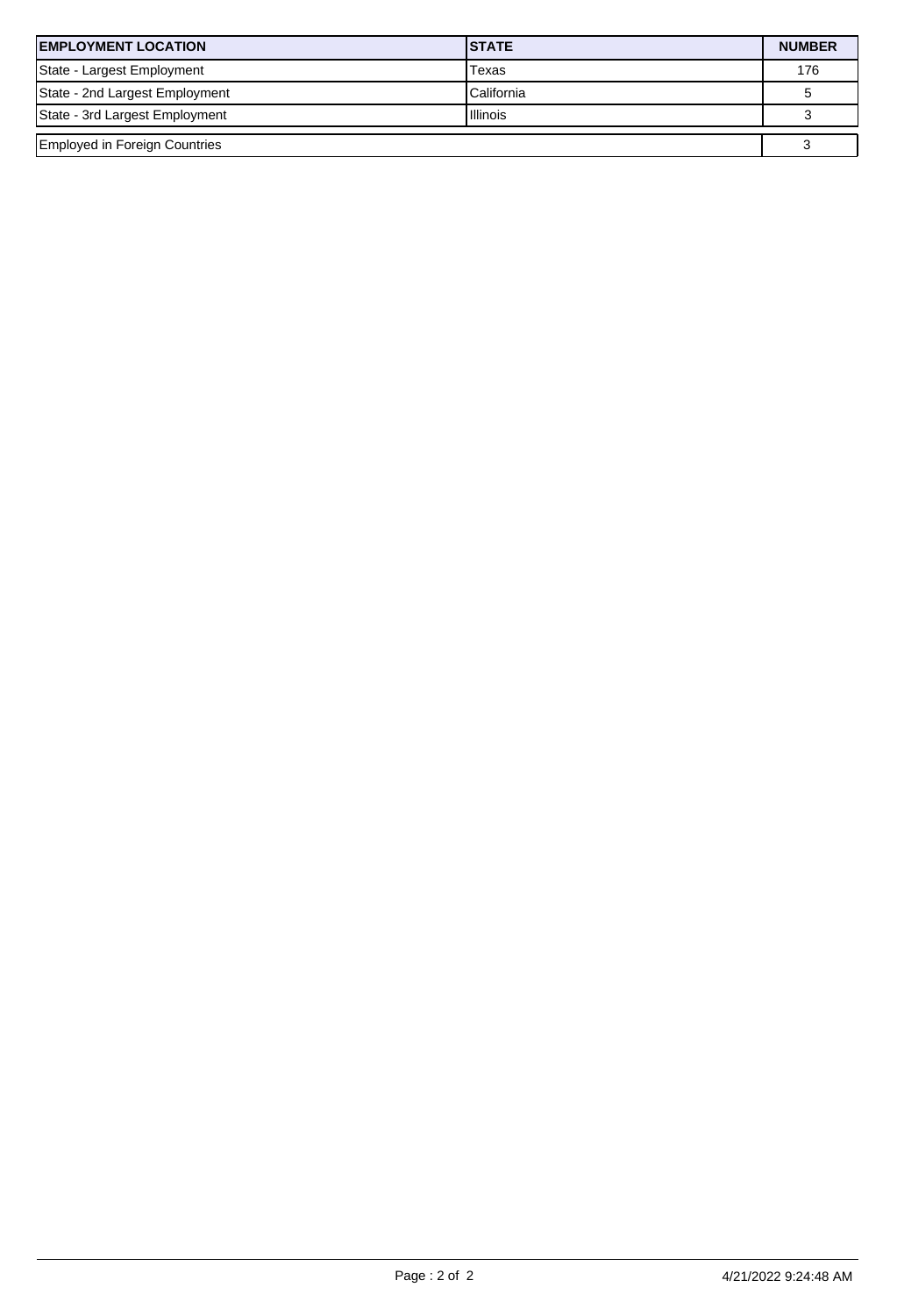| EMPLOYMENT LOCATION | STATE | NUMBER |
| --- | --- | --- |
| State - Largest Employment | Texas | 176 |
| State - 2nd Largest Employment | California | 5 |
| State - 3rd Largest Employment | Illinois | 3 |
| Employed in Foreign Countries | | 3 |

4/21/2022 9:24:48 AM